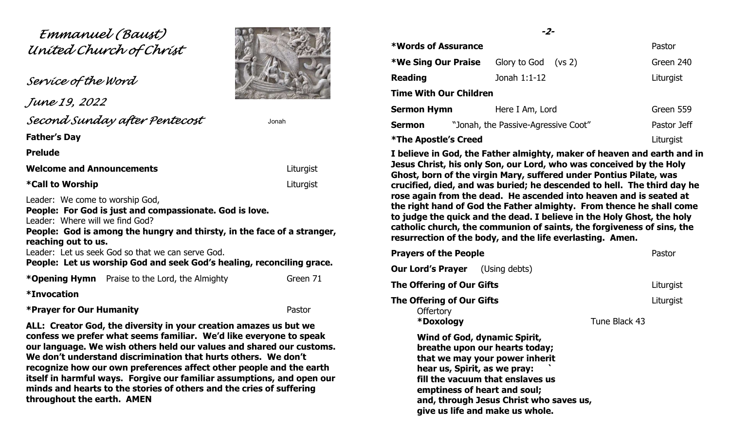# *Emmanuel (Baust) United Church of Christ*

*Service of the Word*

*June 19, 2022*

*Second Sunday after Pentecost*

Jonah

**Father's Day**

**Prelude**

**Welcome and Announcements** — Liturgist

**\*Call to Worship** — Liturgist

Leader: We come to worship God,
**People: For God is just and compassionate. God is love.**
Leader: Where will we find God?
**People: God is among the hungry and thirsty, in the face of a stranger, reaching out to us.**
Leader: Let us seek God so that we can serve God.
**People: Let us worship God and seek God's healing, reconciling grace.**

**\*Opening Hymn** Praise to the Lord, the Almighty — Green 71

**\*Invocation**

**\*Prayer for Our Humanity** — Pastor

**ALL: Creator God, the diversity in your creation amazes us but we confess we prefer what seems familiar. We'd like everyone to speak our language. We wish others held our values and shared our customs. We don't understand discrimination that hurts others. We don't recognize how our own preferences affect other people and the earth itself in harmful ways. Forgive our familiar assumptions, and open our minds and hearts to the stories of others and the cries of suffering throughout the earth. AMEN**

**\*Words of Assurance** — Pastor

**\*We Sing Our Praise** Glory to God (vs 2) — Green 240

**Reading** Jonah 1:1-12 — Liturgist

**Time With Our Children**

**Sermon Hymn** Here I Am, Lord — Green 559

**Sermon** "Jonah, the Passive-Agressive Coot" — Pastor Jeff

**\*The Apostle's Creed** — Liturgist

**I believe in God, the Father almighty, maker of heaven and earth and in Jesus Christ, his only Son, our Lord, who was conceived by the Holy Ghost, born of the virgin Mary, suffered under Pontius Pilate, was crucified, died, and was buried; he descended to hell. The third day he rose again from the dead. He ascended into heaven and is seated at the right hand of God the Father almighty. From thence he shall come to judge the quick and the dead. I believe in the Holy Ghost, the holy catholic church, the communion of saints, the forgiveness of sins, the resurrection of the body, and the life everlasting. Amen.**

**Prayers of the People** — Pastor

**Our Lord's Prayer** (Using debts)

**The Offering of Our Gifts** — Liturgist

**The Offering of Our Gifts** — Liturgist

Offertory

**\*Doxology** — Tune Black 43

**Wind of God, dynamic Spirit,**
**breathe upon our hearts today;**
**that we may your power inherit**
**hear us, Spirit, as we pray:**
**fill the vacuum that enslaves us**
**emptiness of heart and soul;**
**and, through Jesus Christ who saves us,**
**give us life and make us whole.**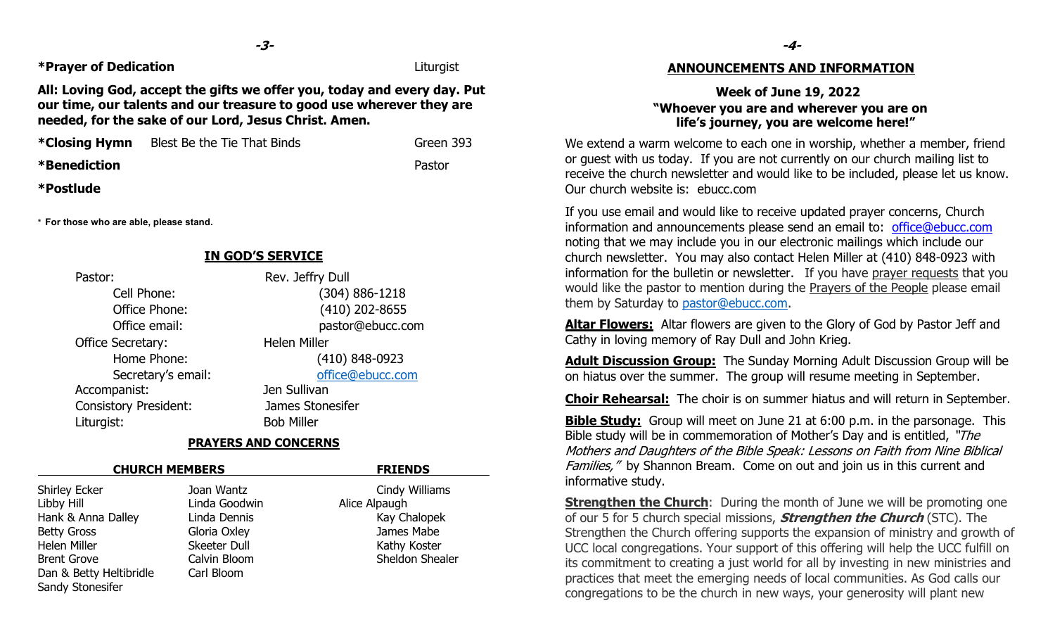**\*Prayer of Dedication** Liturgist

**All: Loving God, accept the gifts we offer you, today and every day. Put our time, our talents and our treasure to good use wherever they are needed, for the sake of our Lord, Jesus Christ. Amen.**

**\*Closing Hymn** Blest Be the Tie That Binds Green 393

**\*Benediction** Pastor

**\*Postlude**

\* **For those who are able, please stand.**

## IN GOD'S SERVICE

| | |
|---|---|
| Pastor: | Rev. Jeffry Dull |
| Cell Phone: | (304) 886-1218 |
| Office Phone: | (410) 202-8655 |
| Office email: | pastor@ebucc.com |
| Office Secretary: | Helen Miller |
| Home Phone: | (410) 848-0923 |
| Secretary's email: | office@ebucc.com |
| Accompanist: | Jen Sullivan |
| Consistory President: | James Stonesifer |
| Liturgist: | Bob Miller |

## PRAYERS AND CONCERNS

| CHURCH MEMBERS | | FRIENDS |
|---|---|---|
| Shirley Ecker | Joan Wantz | Cindy Williams |
| Libby Hill | Linda Goodwin | Alice Alpaugh |
| Hank & Anna Dalley | Linda Dennis | Kay Chalopek |
| Betty Gross | Gloria Oxley | James Mabe |
| Helen Miller | Skeeter Dull | Kathy Koster |
| Brent Grove | Calvin Bloom | Sheldon Shealer |
| Dan & Betty Heltibridle | Carl Bloom | |
| Sandy Stonesifer | | |

## ANNOUNCEMENTS AND INFORMATION

**Week of June 19, 2022**
**"Whoever you are and wherever you are on life's journey, you are welcome here!"**

We extend a warm welcome to each one in worship, whether a member, friend or guest with us today. If you are not currently on our church mailing list to receive the church newsletter and would like to be included, please let us know. Our church website is: ebucc.com

If you use email and would like to receive updated prayer concerns, Church information and announcements please send an email to: office@ebucc.com noting that we may include you in our electronic mailings which include our church newsletter. You may also contact Helen Miller at (410) 848-0923 with information for the bulletin or newsletter. If you have prayer requests that you would like the pastor to mention during the Prayers of the People please email them by Saturday to pastor@ebucc.com.

**Altar Flowers:** Altar flowers are given to the Glory of God by Pastor Jeff and Cathy in loving memory of Ray Dull and John Krieg.

**Adult Discussion Group:** The Sunday Morning Adult Discussion Group will be on hiatus over the summer. The group will resume meeting in September.

**Choir Rehearsal:** The choir is on summer hiatus and will return in September.

**Bible Study:** Group will meet on June 21 at 6:00 p.m. in the parsonage. This Bible study will be in commemoration of Mother's Day and is entitled, *"The Mothers and Daughters of the Bible Speak: Lessons on Faith from Nine Biblical Families,"* by Shannon Bream. Come on out and join us in this current and informative study.

**Strengthen the Church**: During the month of June we will be promoting one of our 5 for 5 church special missions, ***Strengthen the Church*** (STC). The Strengthen the Church offering supports the expansion of ministry and growth of UCC local congregations. Your support of this offering will help the UCC fulfill on its commitment to creating a just world for all by investing in new ministries and practices that meet the emerging needs of local communities. As God calls our congregations to be the church in new ways, your generosity will plant new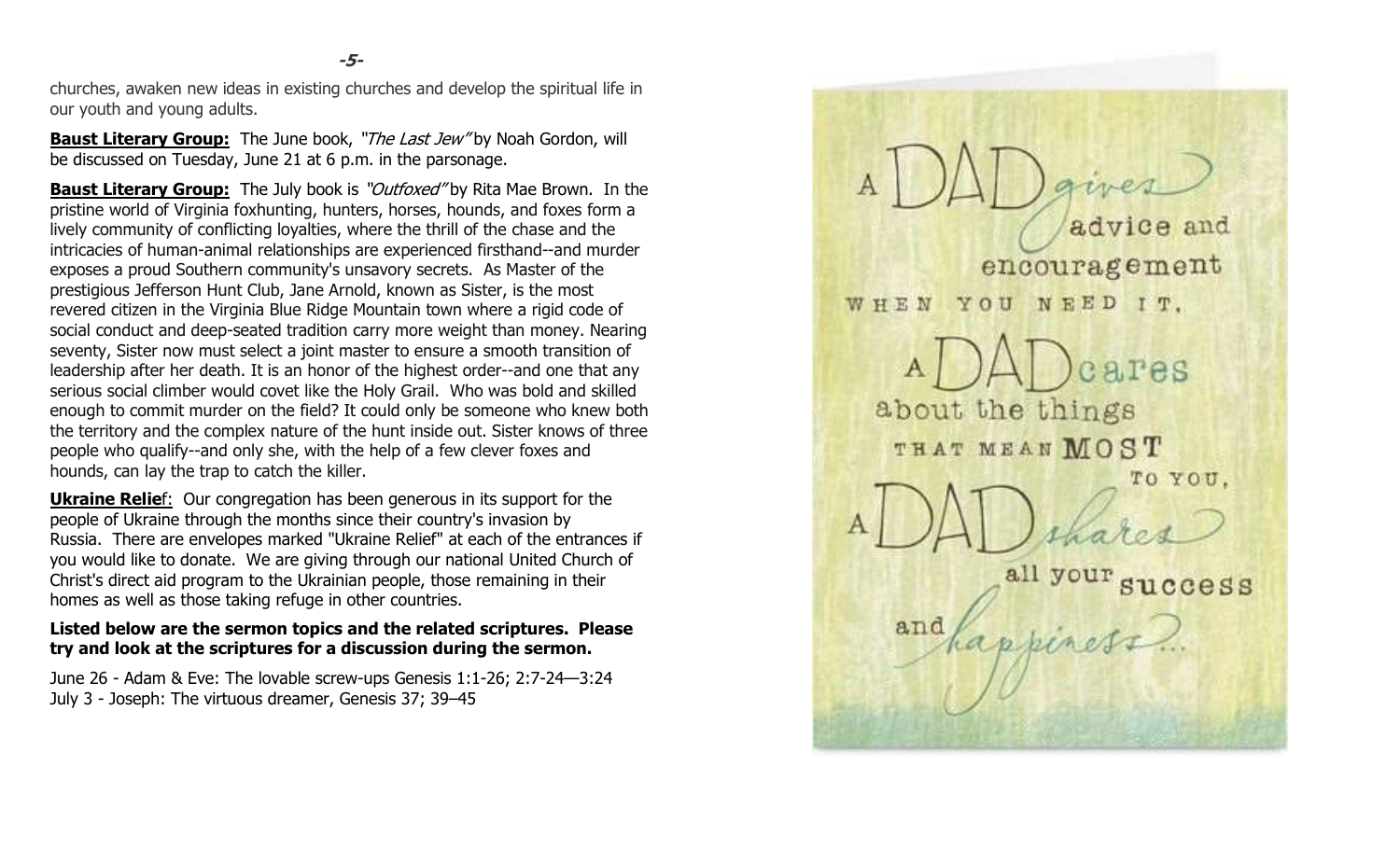churches, awaken new ideas in existing churches and develop the spiritual life in our youth and young adults.

**Baust Literary Group:** The June book, *"The Last Jew"* by Noah Gordon, will be discussed on Tuesday, June 21 at 6 p.m. in the parsonage.

**Baust Literary Group:** The July book is *"Outfoxed"* by Rita Mae Brown. In the pristine world of Virginia foxhunting, hunters, horses, hounds, and foxes form a lively community of conflicting loyalties, where the thrill of the chase and the intricacies of human-animal relationships are experienced firsthand--and murder exposes a proud Southern community's unsavory secrets. As Master of the prestigious Jefferson Hunt Club, Jane Arnold, known as Sister, is the most revered citizen in the Virginia Blue Ridge Mountain town where a rigid code of social conduct and deep-seated tradition carry more weight than money. Nearing seventy, Sister now must select a joint master to ensure a smooth transition of leadership after her death. It is an honor of the highest order--and one that any serious social climber would covet like the Holy Grail. Who was bold and skilled enough to commit murder on the field? It could only be someone who knew both the territory and the complex nature of the hunt inside out. Sister knows of three people who qualify--and only she, with the help of a few clever foxes and hounds, can lay the trap to catch the killer.

**Ukraine Relief**: Our congregation has been generous in its support for the people of Ukraine through the months since their country's invasion by Russia. There are envelopes marked "Ukraine Relief" at each of the entrances if you would like to donate. We are giving through our national United Church of Christ's direct aid program to the Ukrainian people, those remaining in their homes as well as those taking refuge in other countries.

**Listed below are the sermon topics and the related scriptures. Please try and look at the scriptures for a discussion during the sermon.**

June 26 - Adam & Eve: The lovable screw-ups Genesis 1:1-26; 2:7-24—3:24
July 3 - Joseph: The virtuous dreamer, Genesis 37; 39–45

A DAD gives advice and encouragement when you need it.
A DAD cares about the things that mean MOST to you.
A DAD shares all your success and happiness...